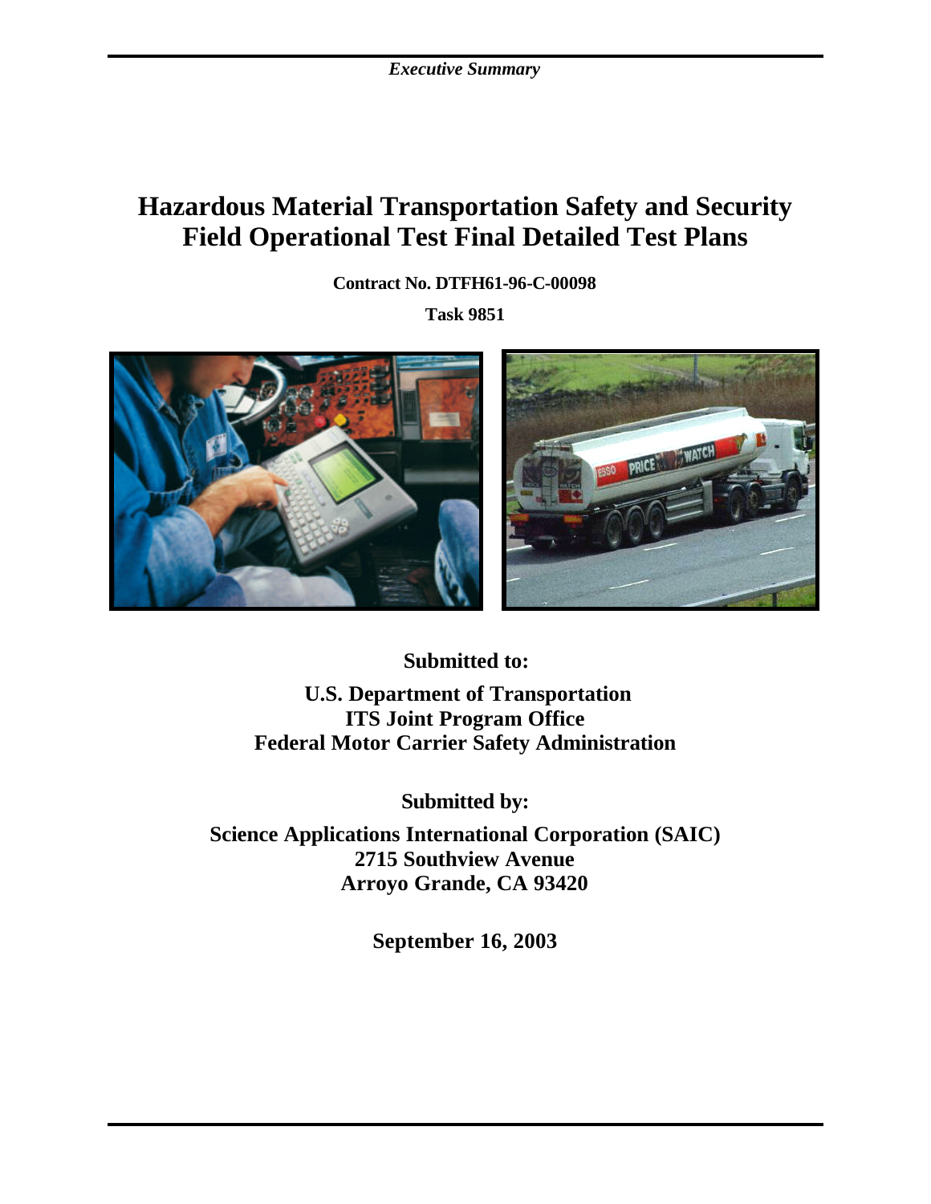# Hazardous Material Transportation Safety and Security Field Operational Test Final Detailed Test Plans

**Contract No. DTFH61-96-C-00098**

**Task 9851**

**Submitted to:**

**U.S. Department of Transportation**
**ITS Joint Program Office**
**Federal Motor Carrier Safety Administration**

**Submitted by:**

**Science Applications International Corporation (SAIC)**
**2715 Southview Avenue**
**Arroyo Grande, CA 93420**

**September 16, 2003**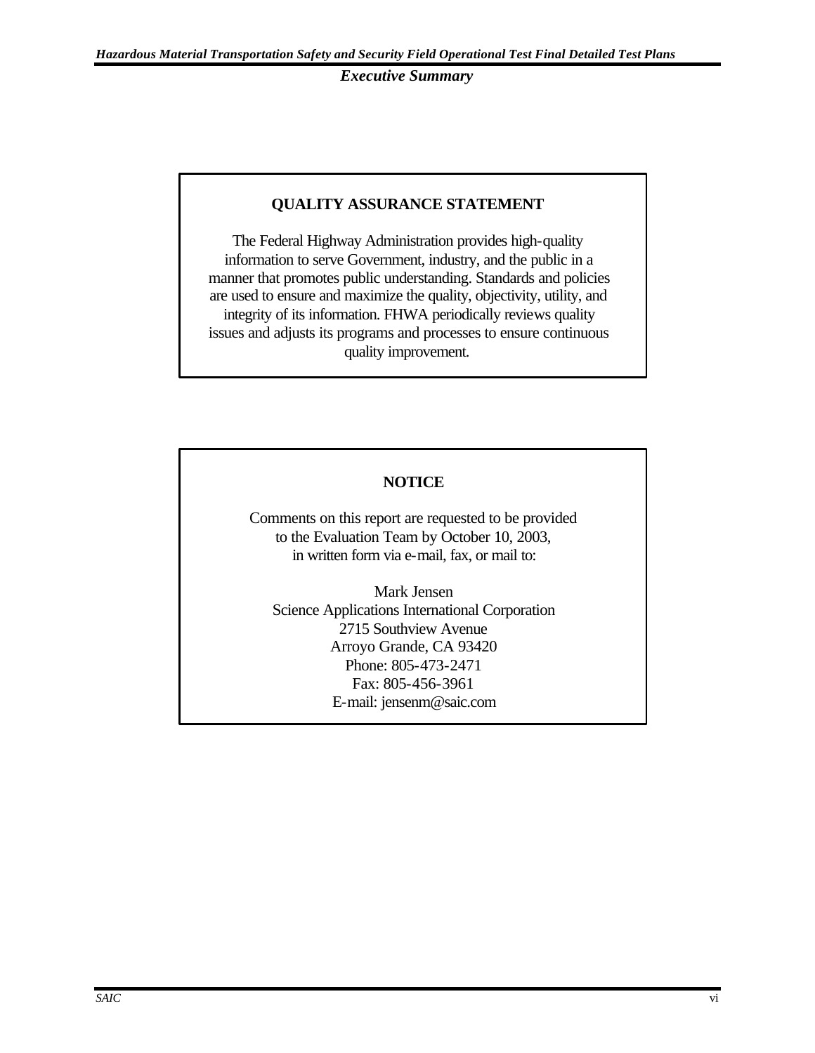**QUALITY ASSURANCE STATEMENT**

The Federal Highway Administration provides high-quality information to serve Government, industry, and the public in a manner that promotes public understanding. Standards and policies are used to ensure and maximize the quality, objectivity, utility, and integrity of its information. FHWA periodically reviews quality issues and adjusts its programs and processes to ensure continuous quality improvement.

**NOTICE**

Comments on this report are requested to be provided to the Evaluation Team by October 10, 2003, in written form via e-mail, fax, or mail to:

Mark Jensen
Science Applications International Corporation
2715 Southview Avenue
Arroyo Grande, CA 93420
Phone: 805-473-2471
Fax: 805-456-3961
E-mail: jensenm@saic.com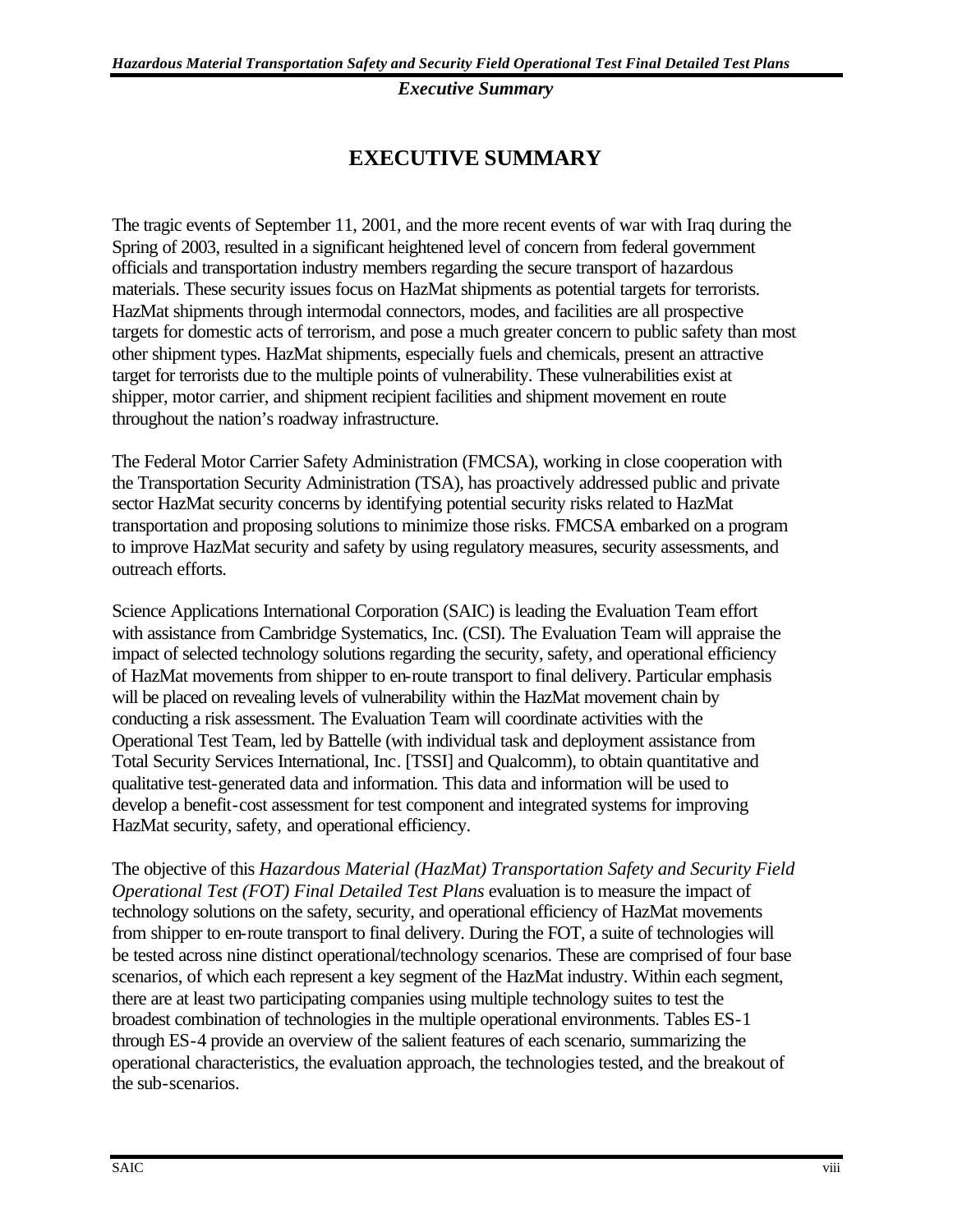# EXECUTIVE SUMMARY

The tragic events of September 11, 2001, and the more recent events of war with Iraq during the Spring of 2003, resulted in a significant heightened level of concern from federal government officials and transportation industry members regarding the secure transport of hazardous materials. These security issues focus on HazMat shipments as potential targets for terrorists. HazMat shipments through intermodal connectors, modes, and facilities are all prospective targets for domestic acts of terrorism, and pose a much greater concern to public safety than most other shipment types. HazMat shipments, especially fuels and chemicals, present an attractive target for terrorists due to the multiple points of vulnerability. These vulnerabilities exist at shipper, motor carrier, and shipment recipient facilities and shipment movement en route throughout the nation's roadway infrastructure.

The Federal Motor Carrier Safety Administration (FMCSA), working in close cooperation with the Transportation Security Administration (TSA), has proactively addressed public and private sector HazMat security concerns by identifying potential security risks related to HazMat transportation and proposing solutions to minimize those risks. FMCSA embarked on a program to improve HazMat security and safety by using regulatory measures, security assessments, and outreach efforts.

Science Applications International Corporation (SAIC) is leading the Evaluation Team effort with assistance from Cambridge Systematics, Inc. (CSI). The Evaluation Team will appraise the impact of selected technology solutions regarding the security, safety, and operational efficiency of HazMat movements from shipper to en-route transport to final delivery. Particular emphasis will be placed on revealing levels of vulnerability within the HazMat movement chain by conducting a risk assessment. The Evaluation Team will coordinate activities with the Operational Test Team, led by Battelle (with individual task and deployment assistance from Total Security Services International, Inc. [TSSI] and Qualcomm), to obtain quantitative and qualitative test-generated data and information. This data and information will be used to develop a benefit-cost assessment for test component and integrated systems for improving HazMat security, safety, and operational efficiency.

The objective of this *Hazardous Material (HazMat) Transportation Safety and Security Field Operational Test (FOT) Final Detailed Test Plans* evaluation is to measure the impact of technology solutions on the safety, security, and operational efficiency of HazMat movements from shipper to en-route transport to final delivery. During the FOT, a suite of technologies will be tested across nine distinct operational/technology scenarios. These are comprised of four base scenarios, of which each represent a key segment of the HazMat industry. Within each segment, there are at least two participating companies using multiple technology suites to test the broadest combination of technologies in the multiple operational environments. Tables ES-1 through ES-4 provide an overview of the salient features of each scenario, summarizing the operational characteristics, the evaluation approach, the technologies tested, and the breakout of the sub-scenarios.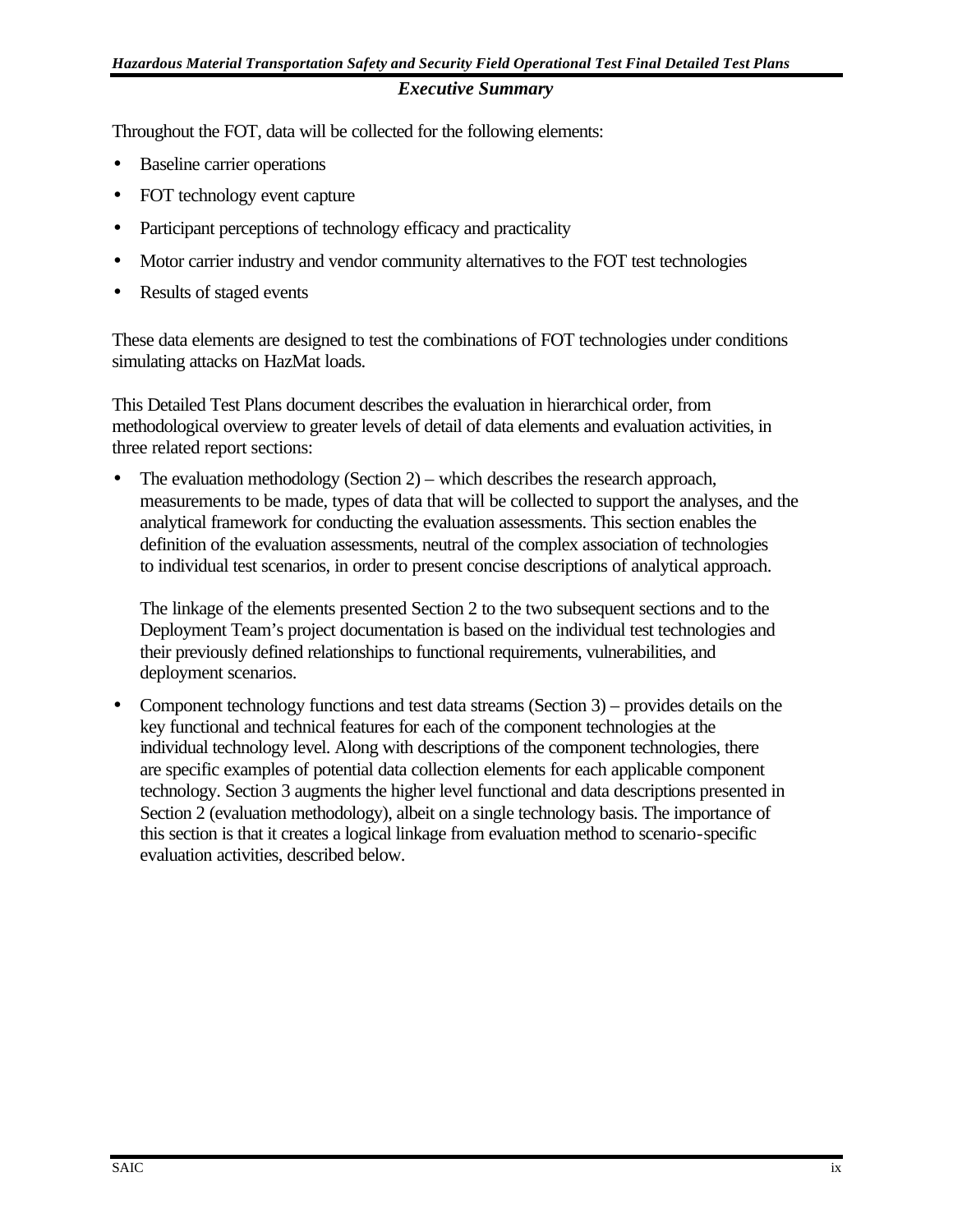Throughout the FOT, data will be collected for the following elements:

- Baseline carrier operations
- FOT technology event capture
- Participant perceptions of technology efficacy and practicality
- Motor carrier industry and vendor community alternatives to the FOT test technologies
- Results of staged events

These data elements are designed to test the combinations of FOT technologies under conditions simulating attacks on HazMat loads.

This Detailed Test Plans document describes the evaluation in hierarchical order, from methodological overview to greater levels of detail of data elements and evaluation activities, in three related report sections:

- The evaluation methodology (Section 2) – which describes the research approach, measurements to be made, types of data that will be collected to support the analyses, and the analytical framework for conducting the evaluation assessments. This section enables the definition of the evaluation assessments, neutral of the complex association of technologies to individual test scenarios, in order to present concise descriptions of analytical approach.

  The linkage of the elements presented Section 2 to the two subsequent sections and to the Deployment Team's project documentation is based on the individual test technologies and their previously defined relationships to functional requirements, vulnerabilities, and deployment scenarios.

- Component technology functions and test data streams (Section 3) – provides details on the key functional and technical features for each of the component technologies at the individual technology level. Along with descriptions of the component technologies, there are specific examples of potential data collection elements for each applicable component technology. Section 3 augments the higher level functional and data descriptions presented in Section 2 (evaluation methodology), albeit on a single technology basis. The importance of this section is that it creates a logical linkage from evaluation method to scenario-specific evaluation activities, described below.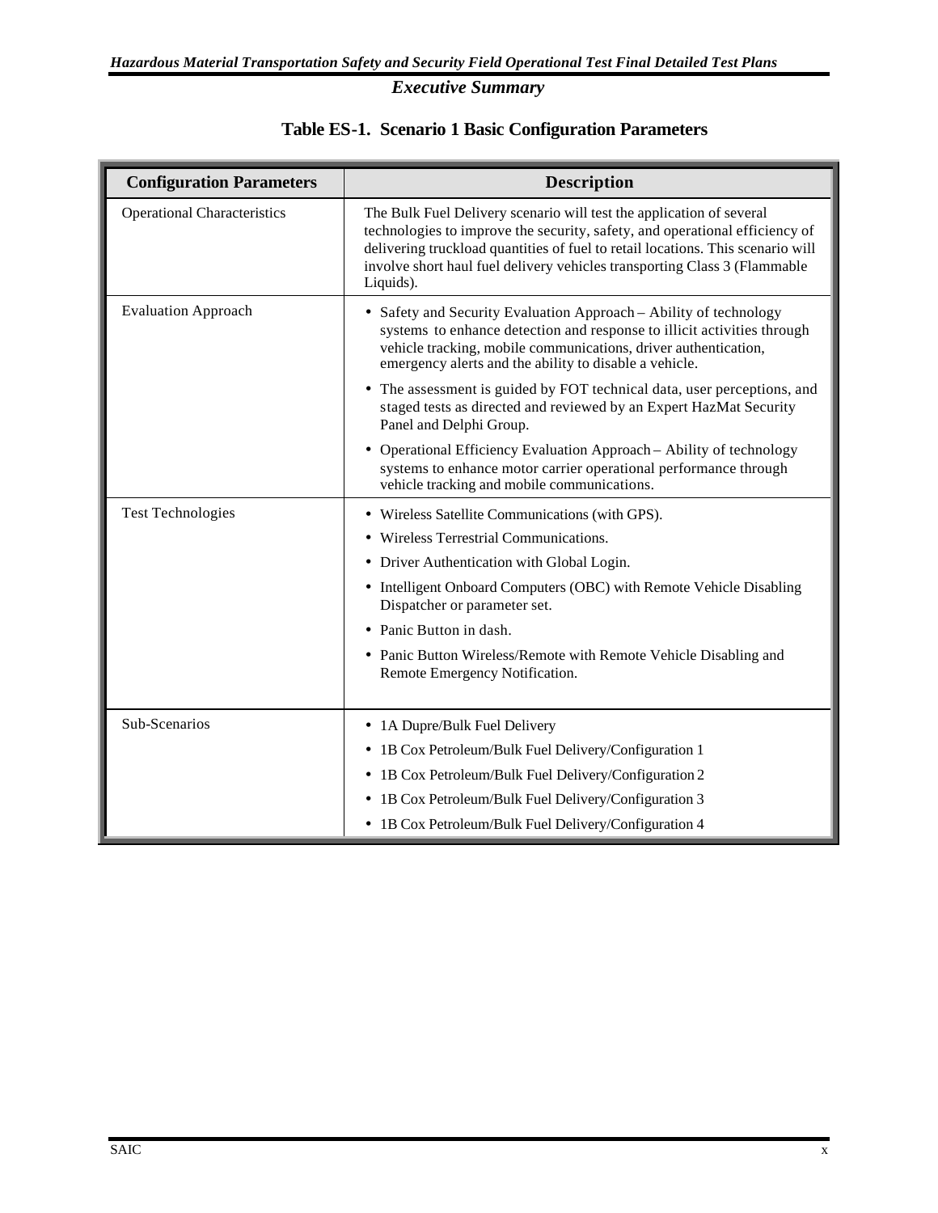**Table ES-1. Scenario 1 Basic Configuration Parameters**

| Configuration Parameters | Description |
|---|---|
| Operational Characteristics | The Bulk Fuel Delivery scenario will test the application of several technologies to improve the security, safety, and operational efficiency of delivering truckload quantities of fuel to retail locations. This scenario will involve short haul fuel delivery vehicles transporting Class 3 (Flammable Liquids). |
| Evaluation Approach | • Safety and Security Evaluation Approach – Ability of technology systems to enhance detection and response to illicit activities through vehicle tracking, mobile communications, driver authentication, emergency alerts and the ability to disable a vehicle.<br>• The assessment is guided by FOT technical data, user perceptions, and staged tests as directed and reviewed by an Expert HazMat Security Panel and Delphi Group.<br>• Operational Efficiency Evaluation Approach – Ability of technology systems to enhance motor carrier operational performance through vehicle tracking and mobile communications. |
| Test Technologies | • Wireless Satellite Communications (with GPS).<br>• Wireless Terrestrial Communications.<br>• Driver Authentication with Global Login.<br>• Intelligent Onboard Computers (OBC) with Remote Vehicle Disabling Dispatcher or parameter set.<br>• Panic Button in dash.<br>• Panic Button Wireless/Remote with Remote Vehicle Disabling and Remote Emergency Notification. |
| Sub-Scenarios | • 1A Dupre/Bulk Fuel Delivery<br>• 1B Cox Petroleum/Bulk Fuel Delivery/Configuration 1<br>• 1B Cox Petroleum/Bulk Fuel Delivery/Configuration 2<br>• 1B Cox Petroleum/Bulk Fuel Delivery/Configuration 3<br>• 1B Cox Petroleum/Bulk Fuel Delivery/Configuration 4 |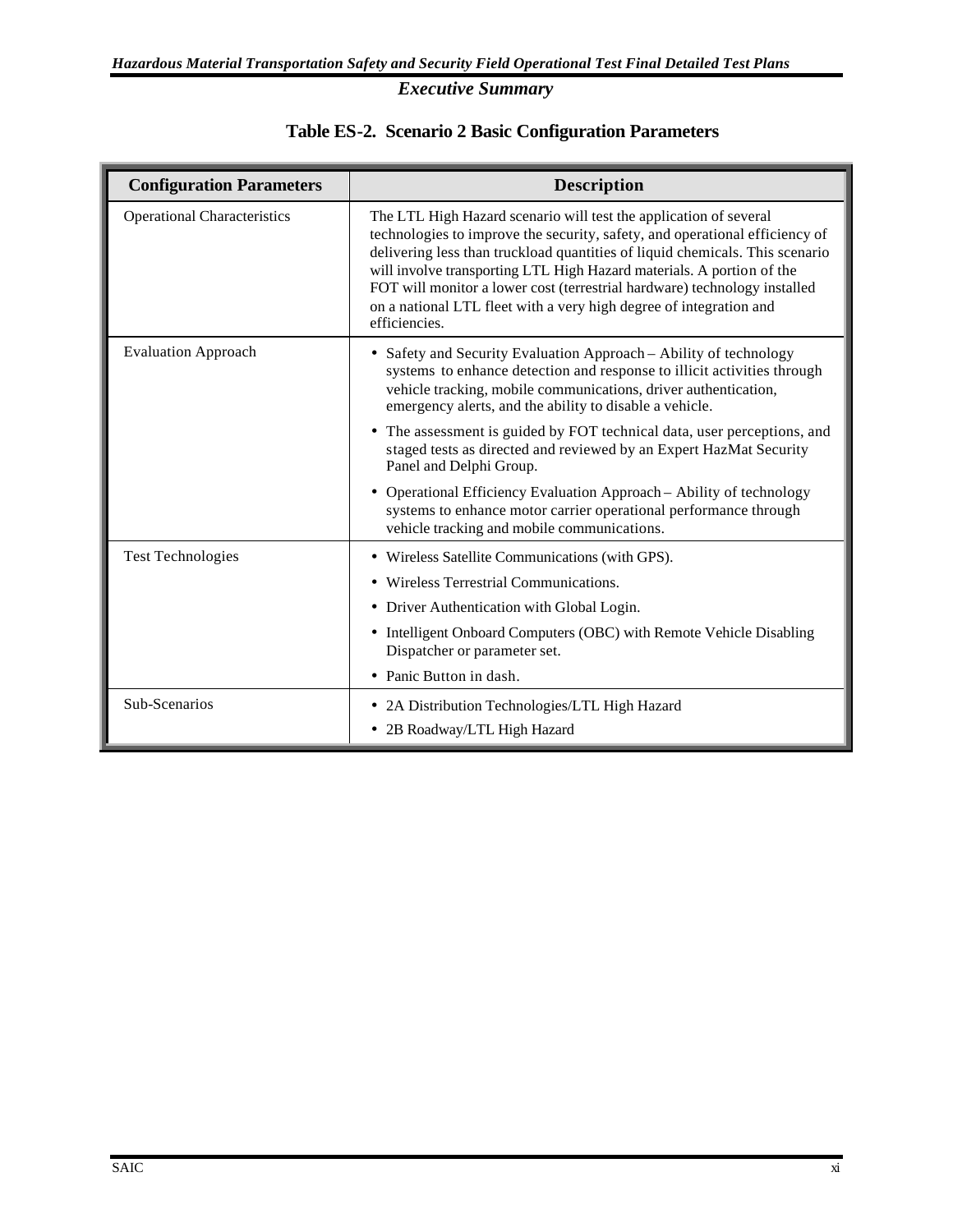## Table ES-2. Scenario 2 Basic Configuration Parameters

| Configuration Parameters | Description |
|---|---|
| Operational Characteristics | The LTL High Hazard scenario will test the application of several technologies to improve the security, safety, and operational efficiency of delivering less than truckload quantities of liquid chemicals. This scenario will involve transporting LTL High Hazard materials. A portion of the FOT will monitor a lower cost (terrestrial hardware) technology installed on a national LTL fleet with a very high degree of integration and efficiencies. |
| Evaluation Approach | • Safety and Security Evaluation Approach – Ability of technology systems to enhance detection and response to illicit activities through vehicle tracking, mobile communications, driver authentication, emergency alerts, and the ability to disable a vehicle.<br>• The assessment is guided by FOT technical data, user perceptions, and staged tests as directed and reviewed by an Expert HazMat Security Panel and Delphi Group.<br>• Operational Efficiency Evaluation Approach – Ability of technology systems to enhance motor carrier operational performance through vehicle tracking and mobile communications. |
| Test Technologies | • Wireless Satellite Communications (with GPS).<br>• Wireless Terrestrial Communications.<br>• Driver Authentication with Global Login.<br>• Intelligent Onboard Computers (OBC) with Remote Vehicle Disabling Dispatcher or parameter set.<br>• Panic Button in dash. |
| Sub-Scenarios | • 2A Distribution Technologies/LTL High Hazard<br>• 2B Roadway/LTL High Hazard |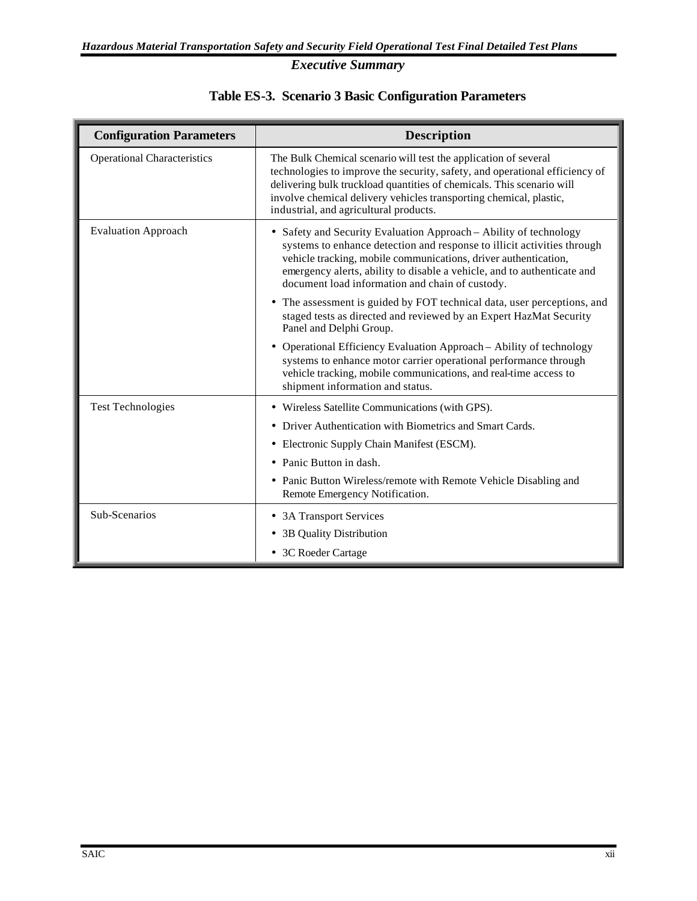### Table ES-3. Scenario 3 Basic Configuration Parameters

| Configuration Parameters | Description |
|---|---|
| Operational Characteristics | The Bulk Chemical scenario will test the application of several technologies to improve the security, safety, and operational efficiency of delivering bulk truckload quantities of chemicals. This scenario will involve chemical delivery vehicles transporting chemical, plastic, industrial, and agricultural products. |
| Evaluation Approach | • Safety and Security Evaluation Approach – Ability of technology systems to enhance detection and response to illicit activities through vehicle tracking, mobile communications, driver authentication, emergency alerts, ability to disable a vehicle, and to authenticate and document load information and chain of custody.<br>• The assessment is guided by FOT technical data, user perceptions, and staged tests as directed and reviewed by an Expert HazMat Security Panel and Delphi Group.<br>• Operational Efficiency Evaluation Approach – Ability of technology systems to enhance motor carrier operational performance through vehicle tracking, mobile communications, and real-time access to shipment information and status. |
| Test Technologies | • Wireless Satellite Communications (with GPS).<br>• Driver Authentication with Biometrics and Smart Cards.<br>• Electronic Supply Chain Manifest (ESCM).<br>• Panic Button in dash.<br>• Panic Button Wireless/remote with Remote Vehicle Disabling and Remote Emergency Notification. |
| Sub-Scenarios | • 3A Transport Services<br>• 3B Quality Distribution<br>• 3C Roeder Cartage |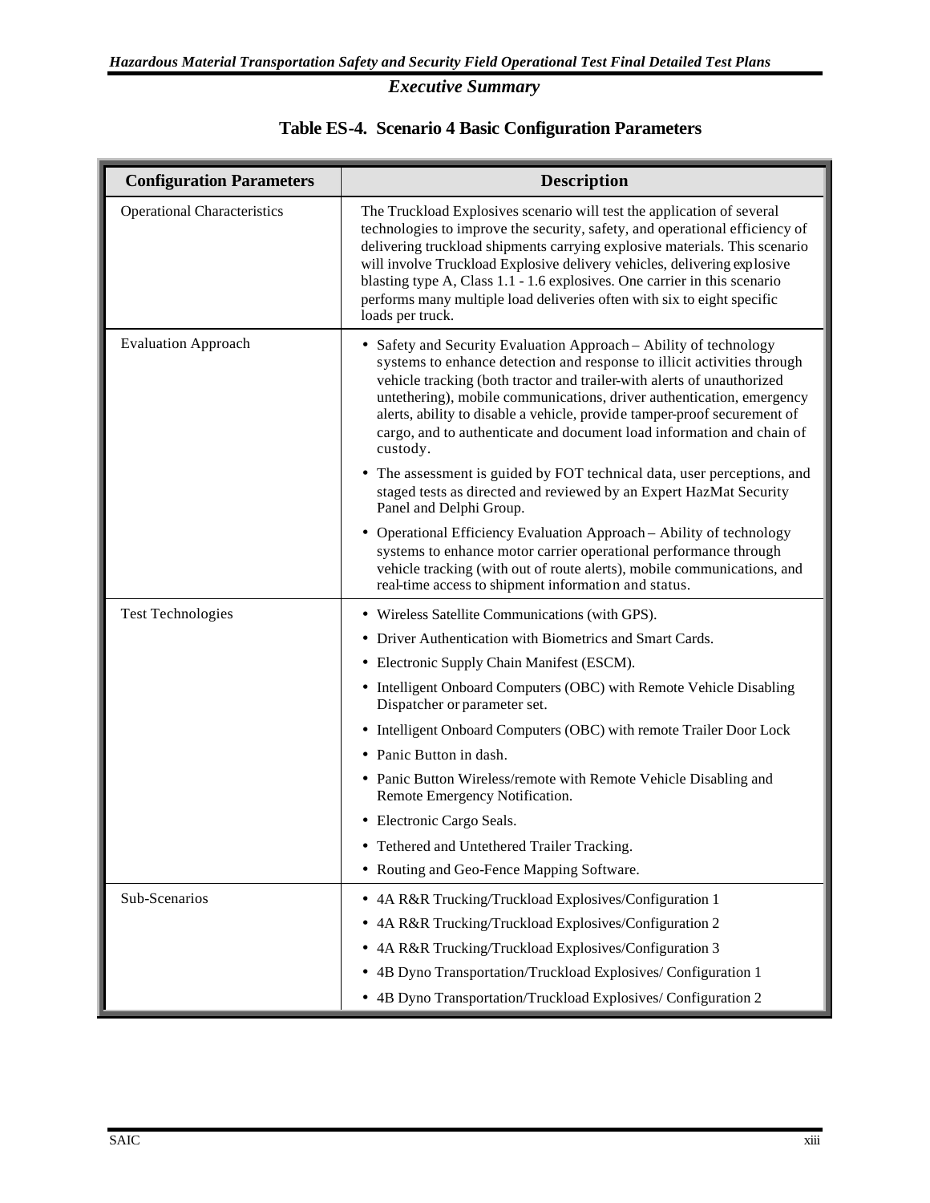**Table ES-4. Scenario 4 Basic Configuration Parameters**

| Configuration Parameters | Description |
|---|---|
| Operational Characteristics | The Truckload Explosives scenario will test the application of several technologies to improve the security, safety, and operational efficiency of delivering truckload shipments carrying explosive materials. This scenario will involve Truckload Explosive delivery vehicles, delivering explosive blasting type A, Class 1.1 - 1.6 explosives. One carrier in this scenario performs many multiple load deliveries often with six to eight specific loads per truck. |
| Evaluation Approach | • Safety and Security Evaluation Approach – Ability of technology systems to enhance detection and response to illicit activities through vehicle tracking (both tractor and trailer-with alerts of unauthorized untethering), mobile communications, driver authentication, emergency alerts, ability to disable a vehicle, provide tamper-proof securement of cargo, and to authenticate and document load information and chain of custody.<br>• The assessment is guided by FOT technical data, user perceptions, and staged tests as directed and reviewed by an Expert HazMat Security Panel and Delphi Group.<br>• Operational Efficiency Evaluation Approach – Ability of technology systems to enhance motor carrier operational performance through vehicle tracking (with out of route alerts), mobile communications, and real-time access to shipment information and status. |
| Test Technologies | • Wireless Satellite Communications (with GPS).<br>• Driver Authentication with Biometrics and Smart Cards.<br>• Electronic Supply Chain Manifest (ESCM).<br>• Intelligent Onboard Computers (OBC) with Remote Vehicle Disabling Dispatcher or parameter set.<br>• Intelligent Onboard Computers (OBC) with remote Trailer Door Lock<br>• Panic Button in dash.<br>• Panic Button Wireless/remote with Remote Vehicle Disabling and Remote Emergency Notification.<br>• Electronic Cargo Seals.<br>• Tethered and Untethered Trailer Tracking.<br>• Routing and Geo-Fence Mapping Software. |
| Sub-Scenarios | • 4A R&R Trucking/Truckload Explosives/Configuration 1<br>• 4A R&R Trucking/Truckload Explosives/Configuration 2<br>• 4A R&R Trucking/Truckload Explosives/Configuration 3<br>• 4B Dyno Transportation/Truckload Explosives/ Configuration 1<br>• 4B Dyno Transportation/Truckload Explosives/ Configuration 2 |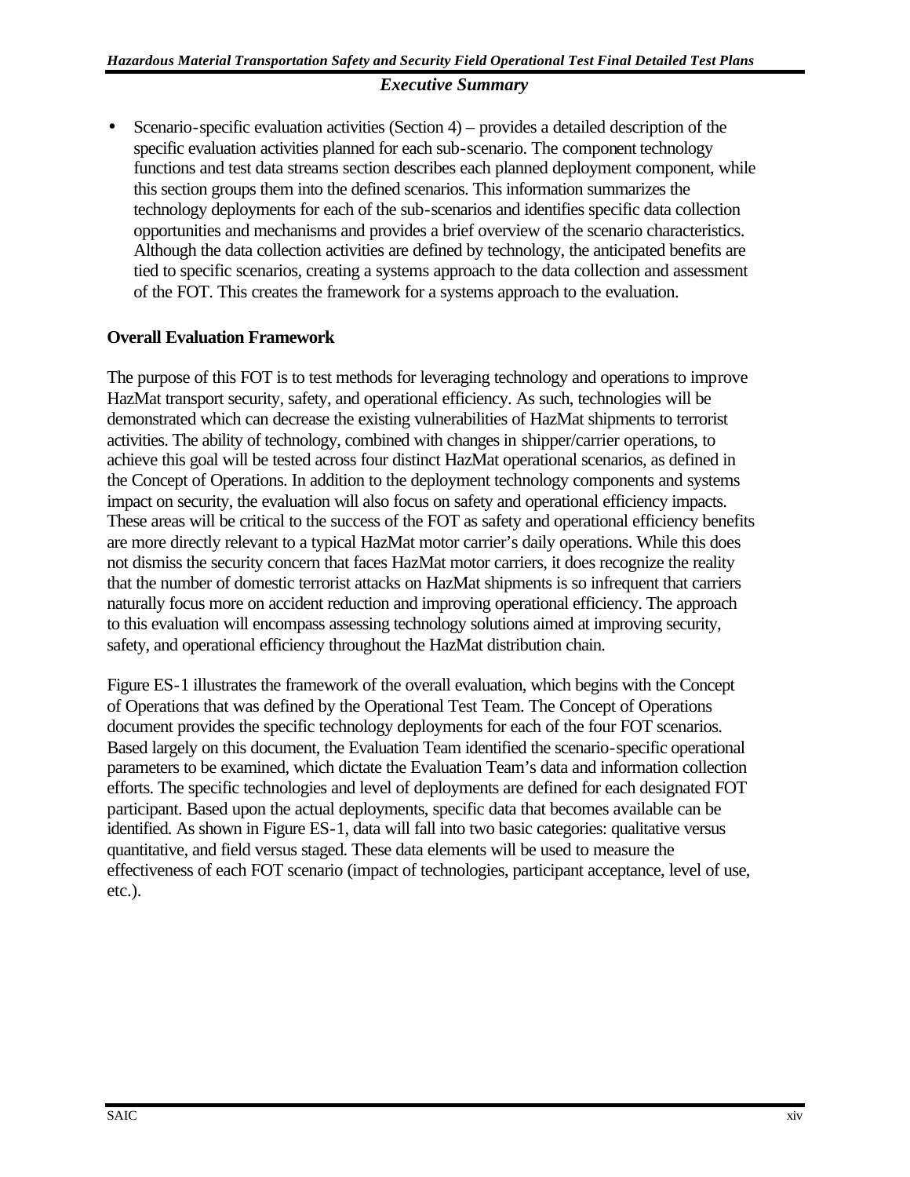- Scenario-specific evaluation activities (Section 4) – provides a detailed description of the specific evaluation activities planned for each sub-scenario. The component technology functions and test data streams section describes each planned deployment component, while this section groups them into the defined scenarios. This information summarizes the technology deployments for each of the sub-scenarios and identifies specific data collection opportunities and mechanisms and provides a brief overview of the scenario characteristics. Although the data collection activities are defined by technology, the anticipated benefits are tied to specific scenarios, creating a systems approach to the data collection and assessment of the FOT. This creates the framework for a systems approach to the evaluation.

**Overall Evaluation Framework**

The purpose of this FOT is to test methods for leveraging technology and operations to improve HazMat transport security, safety, and operational efficiency. As such, technologies will be demonstrated which can decrease the existing vulnerabilities of HazMat shipments to terrorist activities. The ability of technology, combined with changes in shipper/carrier operations, to achieve this goal will be tested across four distinct HazMat operational scenarios, as defined in the Concept of Operations. In addition to the deployment technology components and systems impact on security, the evaluation will also focus on safety and operational efficiency impacts. These areas will be critical to the success of the FOT as safety and operational efficiency benefits are more directly relevant to a typical HazMat motor carrier's daily operations. While this does not dismiss the security concern that faces HazMat motor carriers, it does recognize the reality that the number of domestic terrorist attacks on HazMat shipments is so infrequent that carriers naturally focus more on accident reduction and improving operational efficiency. The approach to this evaluation will encompass assessing technology solutions aimed at improving security, safety, and operational efficiency throughout the HazMat distribution chain.

Figure ES-1 illustrates the framework of the overall evaluation, which begins with the Concept of Operations that was defined by the Operational Test Team. The Concept of Operations document provides the specific technology deployments for each of the four FOT scenarios. Based largely on this document, the Evaluation Team identified the scenario-specific operational parameters to be examined, which dictate the Evaluation Team's data and information collection efforts. The specific technologies and level of deployments are defined for each designated FOT participant. Based upon the actual deployments, specific data that becomes available can be identified. As shown in Figure ES-1, data will fall into two basic categories: qualitative versus quantitative, and field versus staged. These data elements will be used to measure the effectiveness of each FOT scenario (impact of technologies, participant acceptance, level of use, etc.).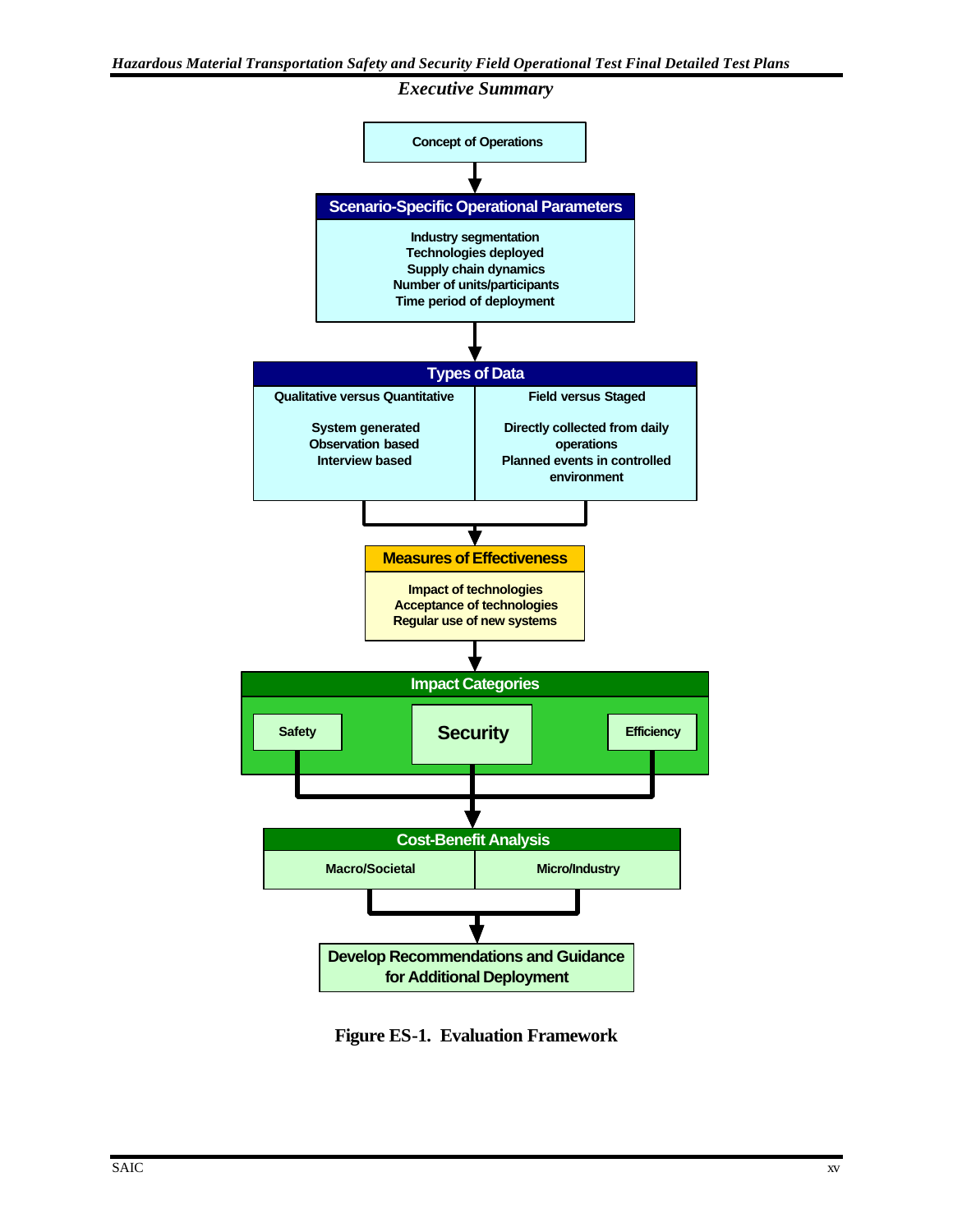*Executive Summary*

**Concept of Operations**

↓

**Scenario-Specific Operational Parameters**

- Industry segmentation
- Technologies deployed
- Supply chain dynamics
- Number of units/participants
- Time period of deployment

↓

**Types of Data**

| Qualitative versus Quantitative | Field versus Staged |
|---|---|
| System generated<br>Observation based<br>Interview based | Directly collected from daily operations<br>Planned events in controlled environment |

↓

**Measures of Effectiveness**

- Impact of technologies
- Acceptance of technologies
- Regular use of new systems

↓

**Impact Categories**

- Safety
- Security
- Efficiency

↓

**Cost-Benefit Analysis**

| Macro/Societal | Micro/Industry |
|---|---|

↓

**Develop Recommendations and Guidance for Additional Deployment**

**Figure ES-1. Evaluation Framework**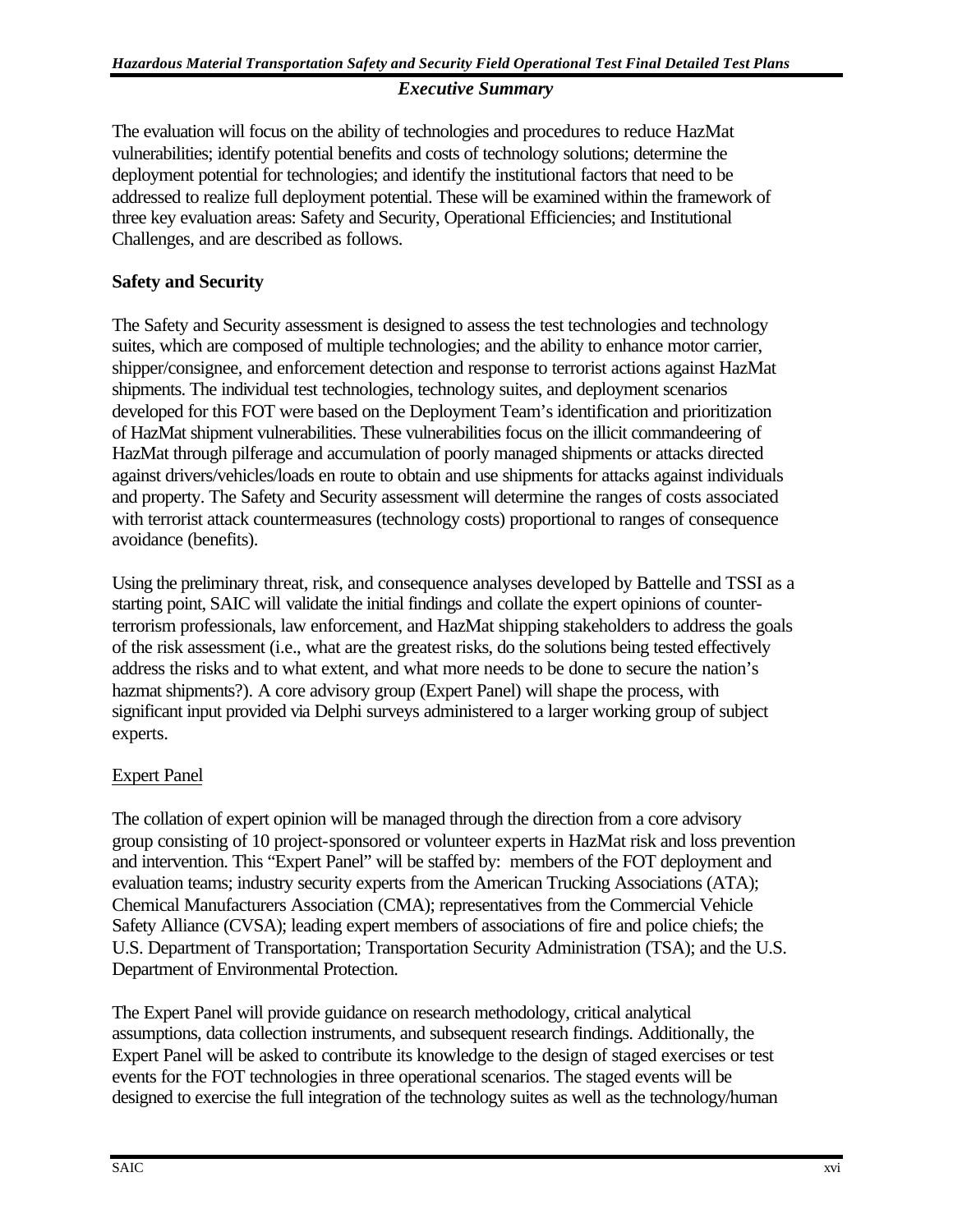The evaluation will focus on the ability of technologies and procedures to reduce HazMat vulnerabilities; identify potential benefits and costs of technology solutions; determine the deployment potential for technologies; and identify the institutional factors that need to be addressed to realize full deployment potential. These will be examined within the framework of three key evaluation areas: Safety and Security, Operational Efficiencies; and Institutional Challenges, and are described as follows.

**Safety and Security**

The Safety and Security assessment is designed to assess the test technologies and technology suites, which are composed of multiple technologies; and the ability to enhance motor carrier, shipper/consignee, and enforcement detection and response to terrorist actions against HazMat shipments. The individual test technologies, technology suites, and deployment scenarios developed for this FOT were based on the Deployment Team's identification and prioritization of HazMat shipment vulnerabilities. These vulnerabilities focus on the illicit commandeering of HazMat through pilferage and accumulation of poorly managed shipments or attacks directed against drivers/vehicles/loads en route to obtain and use shipments for attacks against individuals and property. The Safety and Security assessment will determine the ranges of costs associated with terrorist attack countermeasures (technology costs) proportional to ranges of consequence avoidance (benefits).

Using the preliminary threat, risk, and consequence analyses developed by Battelle and TSSI as a starting point, SAIC will validate the initial findings and collate the expert opinions of counter-terrorism professionals, law enforcement, and HazMat shipping stakeholders to address the goals of the risk assessment (i.e., what are the greatest risks, do the solutions being tested effectively address the risks and to what extent, and what more needs to be done to secure the nation's hazmat shipments?). A core advisory group (Expert Panel) will shape the process, with significant input provided via Delphi surveys administered to a larger working group of subject experts.

Expert Panel

The collation of expert opinion will be managed through the direction from a core advisory group consisting of 10 project-sponsored or volunteer experts in HazMat risk and loss prevention and intervention. This "Expert Panel" will be staffed by: members of the FOT deployment and evaluation teams; industry security experts from the American Trucking Associations (ATA); Chemical Manufacturers Association (CMA); representatives from the Commercial Vehicle Safety Alliance (CVSA); leading expert members of associations of fire and police chiefs; the U.S. Department of Transportation; Transportation Security Administration (TSA); and the U.S. Department of Environmental Protection.

The Expert Panel will provide guidance on research methodology, critical analytical assumptions, data collection instruments, and subsequent research findings. Additionally, the Expert Panel will be asked to contribute its knowledge to the design of staged exercises or test events for the FOT technologies in three operational scenarios. The staged events will be designed to exercise the full integration of the technology suites as well as the technology/human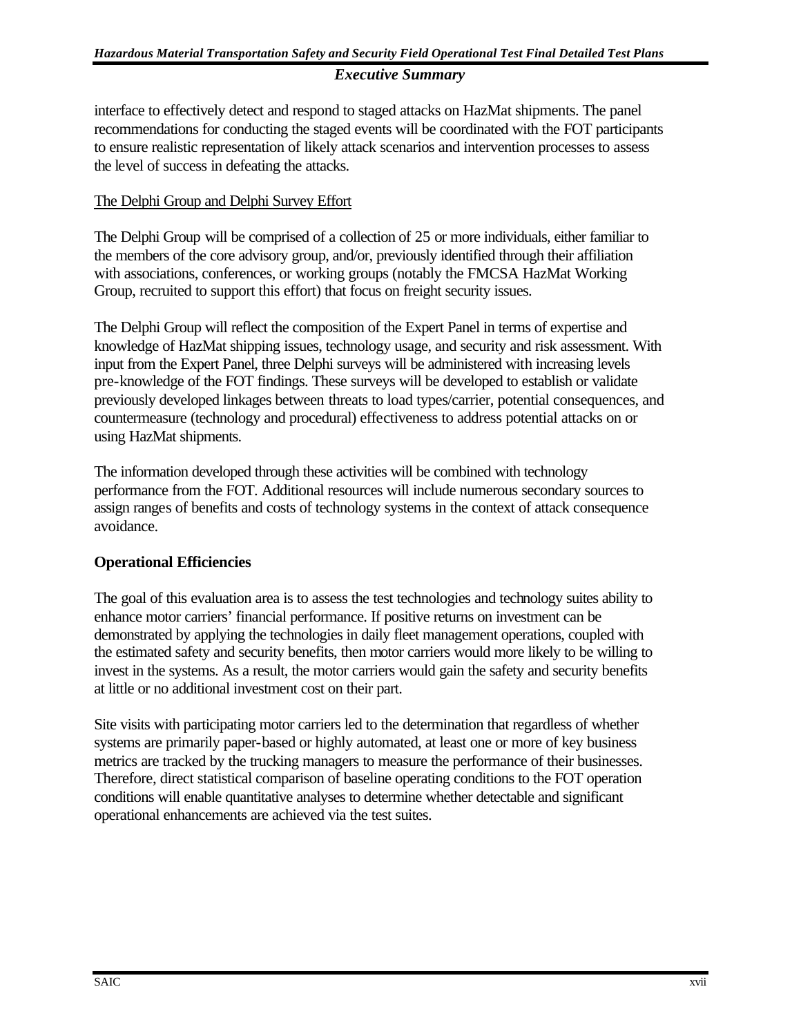interface to effectively detect and respond to staged attacks on HazMat shipments. The panel recommendations for conducting the staged events will be coordinated with the FOT participants to ensure realistic representation of likely attack scenarios and intervention processes to assess the level of success in defeating the attacks.

<u>The Delphi Group and Delphi Survey Effort</u>

The Delphi Group will be comprised of a collection of 25 or more individuals, either familiar to the members of the core advisory group, and/or, previously identified through their affiliation with associations, conferences, or working groups (notably the FMCSA HazMat Working Group, recruited to support this effort) that focus on freight security issues.

The Delphi Group will reflect the composition of the Expert Panel in terms of expertise and knowledge of HazMat shipping issues, technology usage, and security and risk assessment. With input from the Expert Panel, three Delphi surveys will be administered with increasing levels pre-knowledge of the FOT findings. These surveys will be developed to establish or validate previously developed linkages between threats to load types/carrier, potential consequences, and countermeasure (technology and procedural) effectiveness to address potential attacks on or using HazMat shipments.

The information developed through these activities will be combined with technology performance from the FOT. Additional resources will include numerous secondary sources to assign ranges of benefits and costs of technology systems in the context of attack consequence avoidance.

**Operational Efficiencies**

The goal of this evaluation area is to assess the test technologies and technology suites ability to enhance motor carriers' financial performance. If positive returns on investment can be demonstrated by applying the technologies in daily fleet management operations, coupled with the estimated safety and security benefits, then motor carriers would more likely to be willing to invest in the systems. As a result, the motor carriers would gain the safety and security benefits at little or no additional investment cost on their part.

Site visits with participating motor carriers led to the determination that regardless of whether systems are primarily paper-based or highly automated, at least one or more of key business metrics are tracked by the trucking managers to measure the performance of their businesses. Therefore, direct statistical comparison of baseline operating conditions to the FOT operation conditions will enable quantitative analyses to determine whether detectable and significant operational enhancements are achieved via the test suites.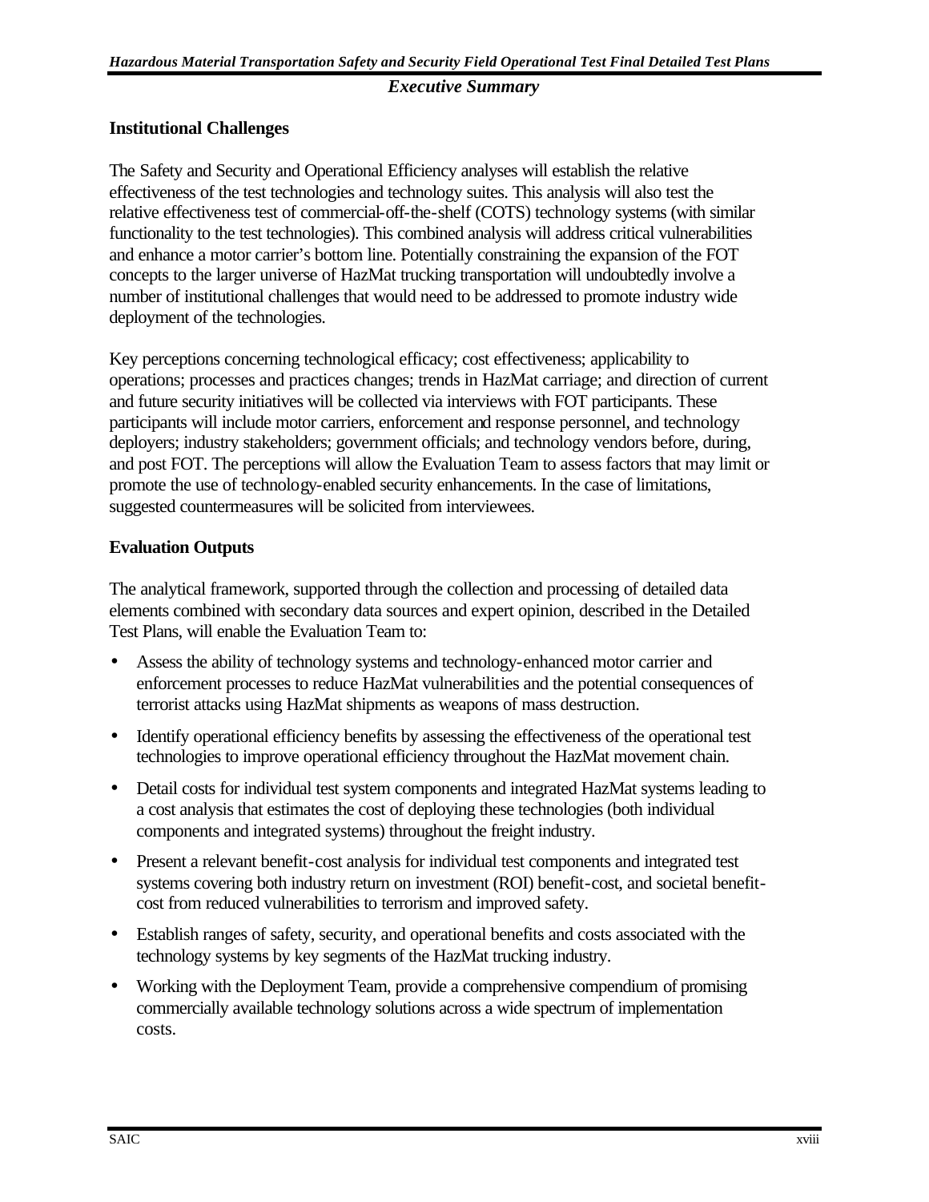## Institutional Challenges

The Safety and Security and Operational Efficiency analyses will establish the relative effectiveness of the test technologies and technology suites. This analysis will also test the relative effectiveness test of commercial-off-the-shelf (COTS) technology systems (with similar functionality to the test technologies). This combined analysis will address critical vulnerabilities and enhance a motor carrier's bottom line. Potentially constraining the expansion of the FOT concepts to the larger universe of HazMat trucking transportation will undoubtedly involve a number of institutional challenges that would need to be addressed to promote industry wide deployment of the technologies.

Key perceptions concerning technological efficacy; cost effectiveness; applicability to operations; processes and practices changes; trends in HazMat carriage; and direction of current and future security initiatives will be collected via interviews with FOT participants. These participants will include motor carriers, enforcement and response personnel, and technology deployers; industry stakeholders; government officials; and technology vendors before, during, and post FOT. The perceptions will allow the Evaluation Team to assess factors that may limit or promote the use of technology-enabled security enhancements. In the case of limitations, suggested countermeasures will be solicited from interviewees.

## Evaluation Outputs

The analytical framework, supported through the collection and processing of detailed data elements combined with secondary data sources and expert opinion, described in the Detailed Test Plans, will enable the Evaluation Team to:

- Assess the ability of technology systems and technology-enhanced motor carrier and enforcement processes to reduce HazMat vulnerabilities and the potential consequences of terrorist attacks using HazMat shipments as weapons of mass destruction.
- Identify operational efficiency benefits by assessing the effectiveness of the operational test technologies to improve operational efficiency throughout the HazMat movement chain.
- Detail costs for individual test system components and integrated HazMat systems leading to a cost analysis that estimates the cost of deploying these technologies (both individual components and integrated systems) throughout the freight industry.
- Present a relevant benefit-cost analysis for individual test components and integrated test systems covering both industry return on investment (ROI) benefit-cost, and societal benefit-cost from reduced vulnerabilities to terrorism and improved safety.
- Establish ranges of safety, security, and operational benefits and costs associated with the technology systems by key segments of the HazMat trucking industry.
- Working with the Deployment Team, provide a comprehensive compendium of promising commercially available technology solutions across a wide spectrum of implementation costs.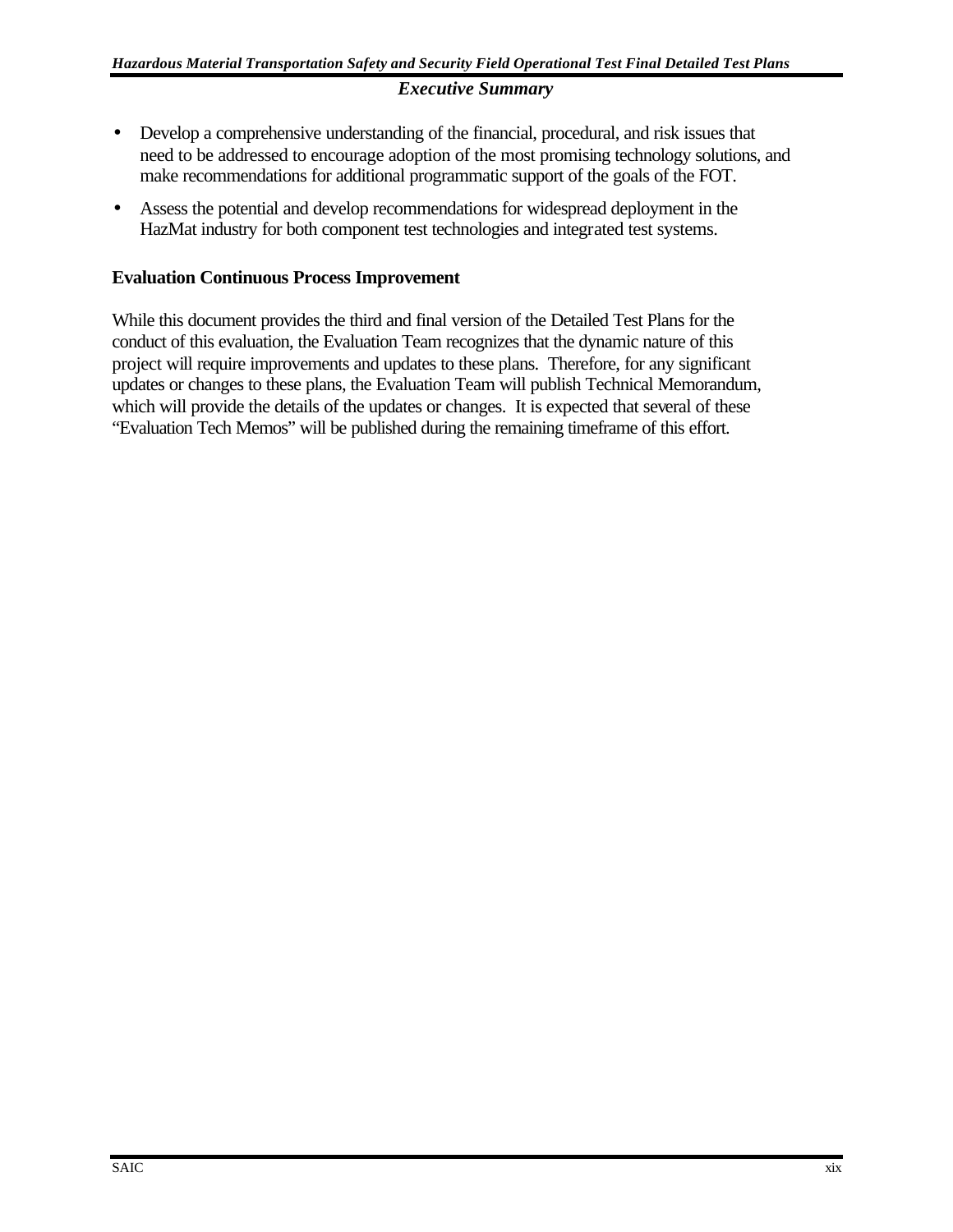- Develop a comprehensive understanding of the financial, procedural, and risk issues that need to be addressed to encourage adoption of the most promising technology solutions, and make recommendations for additional programmatic support of the goals of the FOT.
- Assess the potential and develop recommendations for widespread deployment in the HazMat industry for both component test technologies and integrated test systems.

**Evaluation Continuous Process Improvement**

While this document provides the third and final version of the Detailed Test Plans for the conduct of this evaluation, the Evaluation Team recognizes that the dynamic nature of this project will require improvements and updates to these plans. Therefore, for any significant updates or changes to these plans, the Evaluation Team will publish Technical Memorandum, which will provide the details of the updates or changes. It is expected that several of these "Evaluation Tech Memos" will be published during the remaining timeframe of this effort.